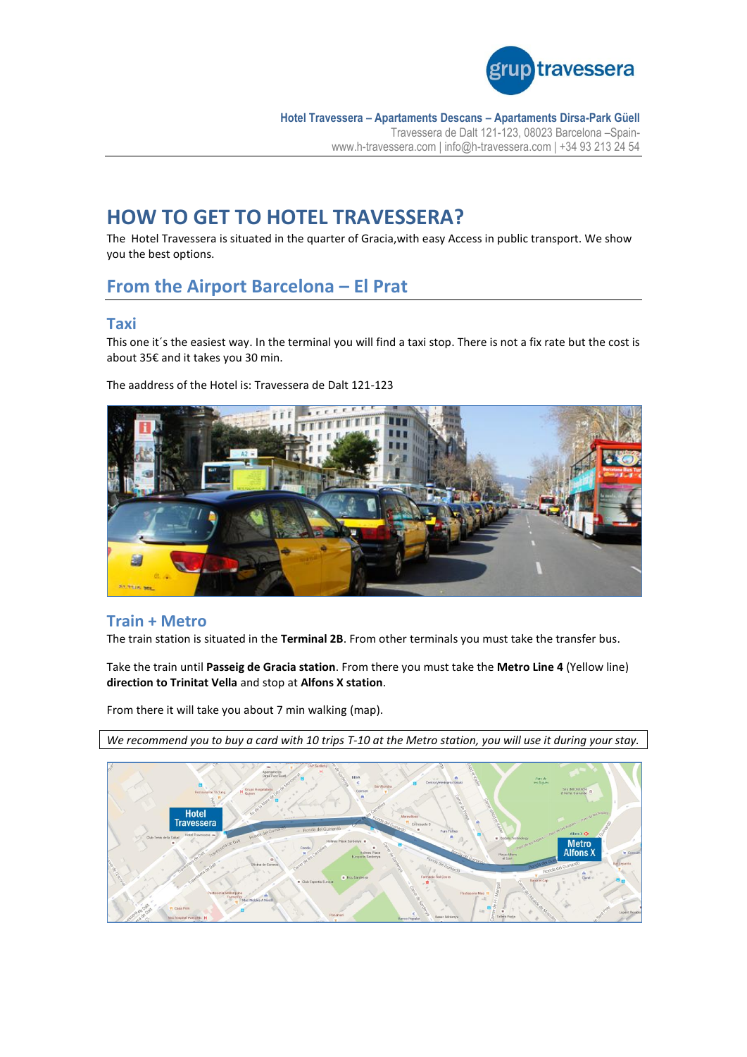**Hotel Travessera – Apartaments Descans – Apartaments Dirsa-Park Güell**
Travessera de Dalt 121-123, 08023 Barcelona –Spain-
www.h-travessera.com | info@h-travessera.com | +34 93 213 24 54

# HOW TO GET TO HOTEL TRAVESSERA?

The Hotel Travessera is situated in the quarter of Gracia,with easy Access in public transport. We show you the best options.

## From the Airport Barcelona – El Prat

### Taxi

This one it´s the easiest way. In the terminal you will find a taxi stop. There is not a fix rate but the cost is about 35€ and it takes you 30 min.

The aaddress of the Hotel is: Travessera de Dalt 121-123

### Train + Metro

The train station is situated in the **Terminal 2B**. From other terminals you must take the transfer bus.

Take the train until **Passeig de Gracia station**. From there you must take the **Metro Line 4** (Yellow line) **direction to Trinitat Vella** and stop at **Alfons X station**.

From there it will take you about 7 min walking (map).

*We recommend you to buy a card with 10 trips T-10 at the Metro station, you will use it during your stay.*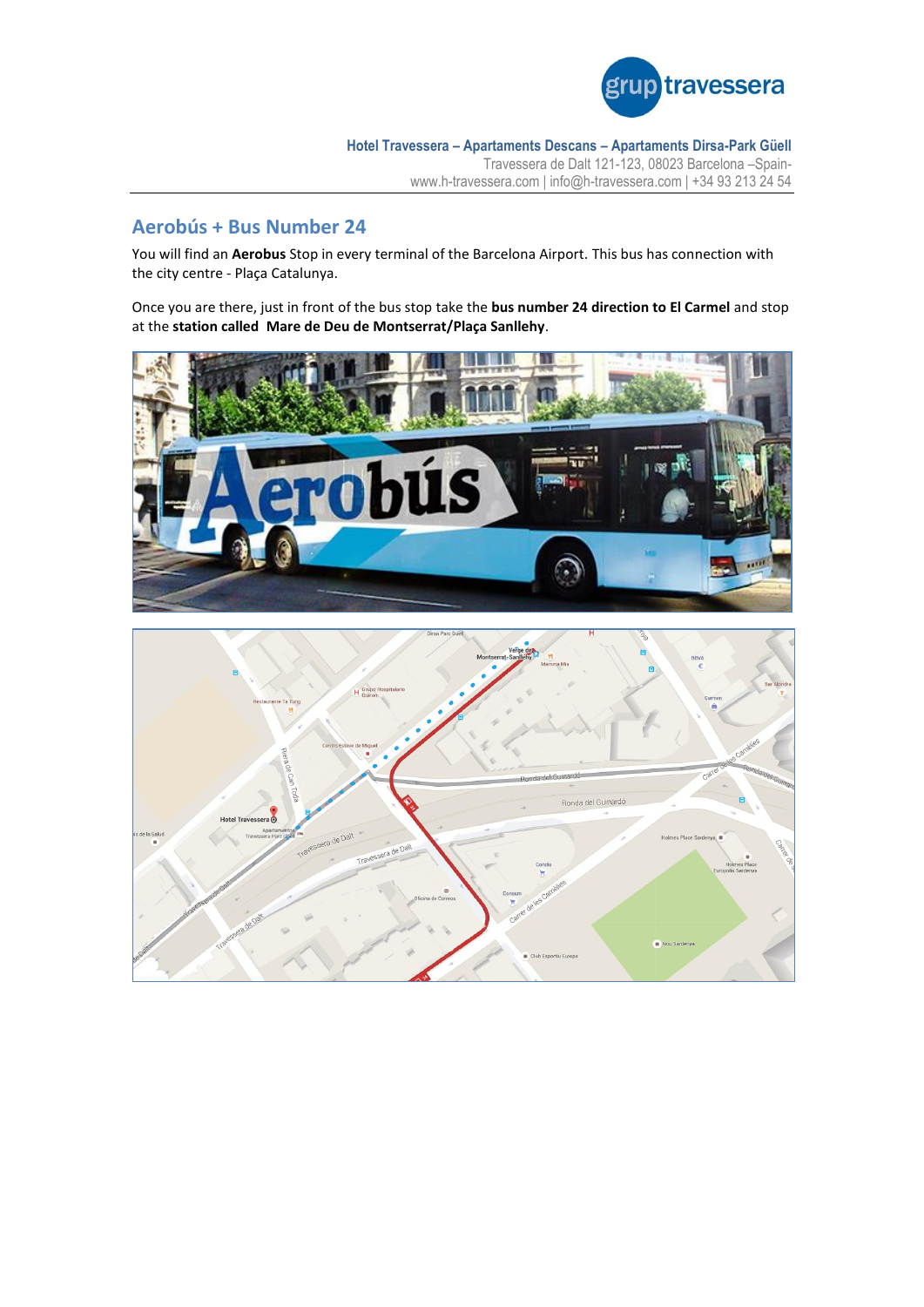## Aerobús + Bus Number 24

You will find an **Aerobus** Stop in every terminal of the Barcelona Airport. This bus has connection with the city centre - Plaça Catalunya.

Once you are there, just in front of the bus stop take the **bus number 24 direction to El Carmel** and stop at the **station called Mare de Deu de Montserrat/Plaça Sanllehy**.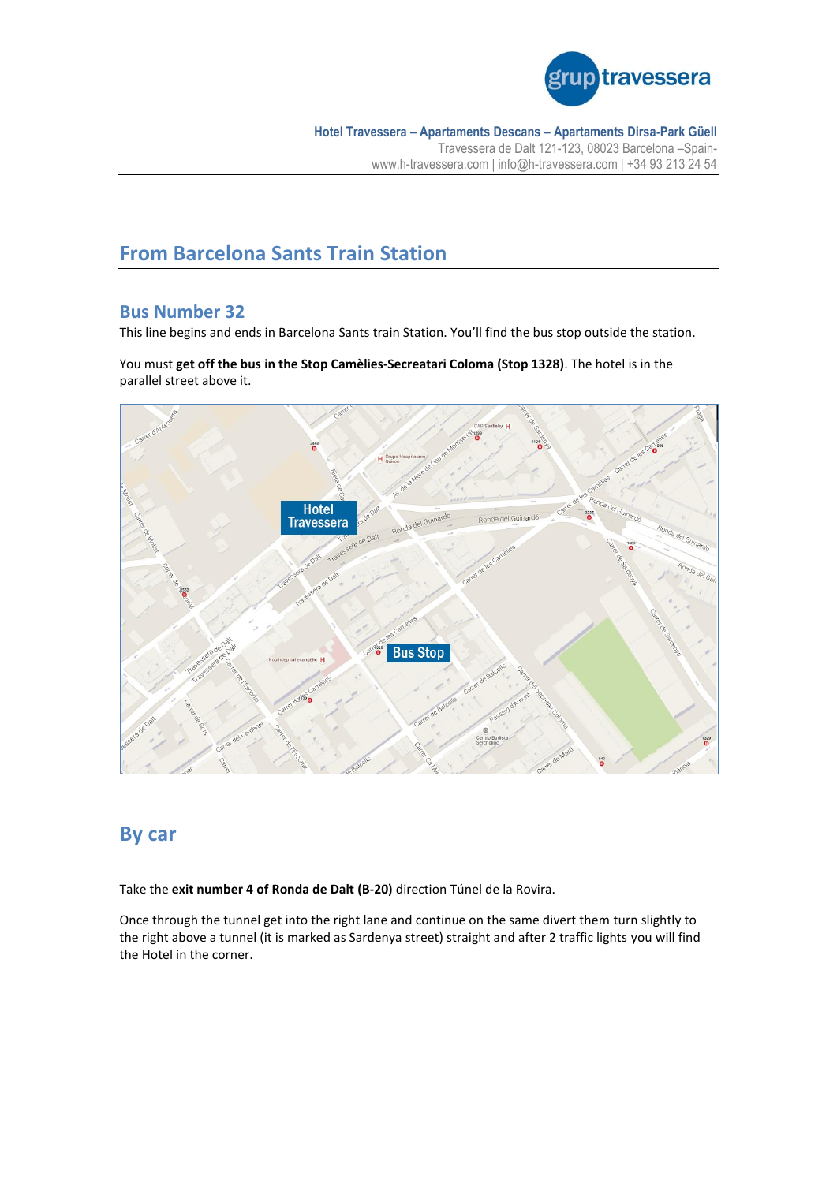## From Barcelona Sants Train Station

### Bus Number 32

This line begins and ends in Barcelona Sants train Station. You'll find the bus stop outside the station.

You must **get off the bus in the Stop Camèlies-Secreatari Coloma (Stop 1328)**. The hotel is in the parallel street above it.

Hotel Travessera

Bus Stop

## By car

Take the **exit number 4 of Ronda de Dalt (B-20)** direction Túnel de la Rovira.

Once through the tunnel get into the right lane and continue on the same divert them turn slightly to the right above a tunnel (it is marked as Sardenya street) straight and after 2 traffic lights you will find the Hotel in the corner.